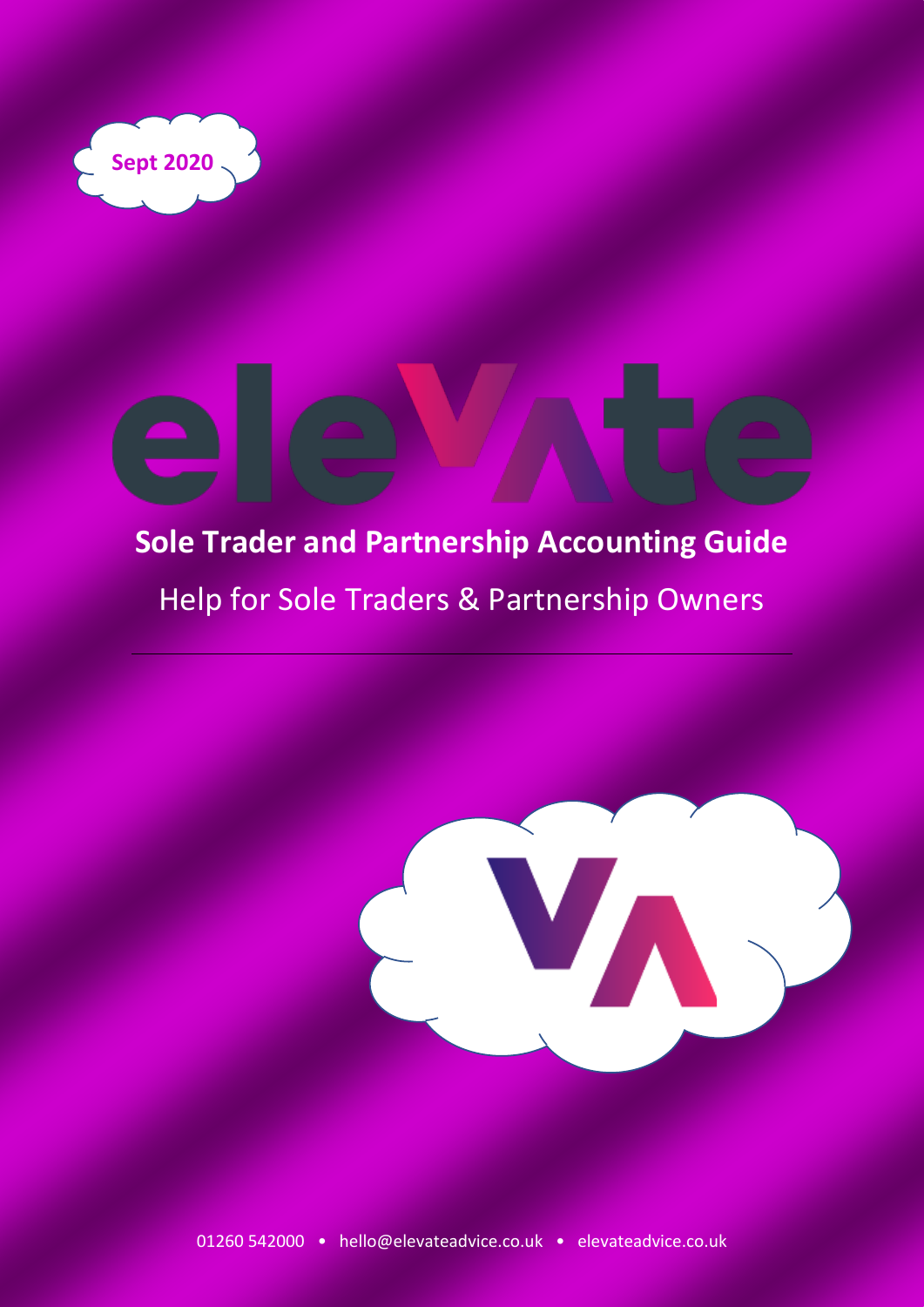Sept 2020

# Sole Trader and Partnership Accounting Guide

## Help for Sole Traders & Partnership Owners

---

01260 542000 • hello@elevateadvice.co.uk • elevateadvice.co.uk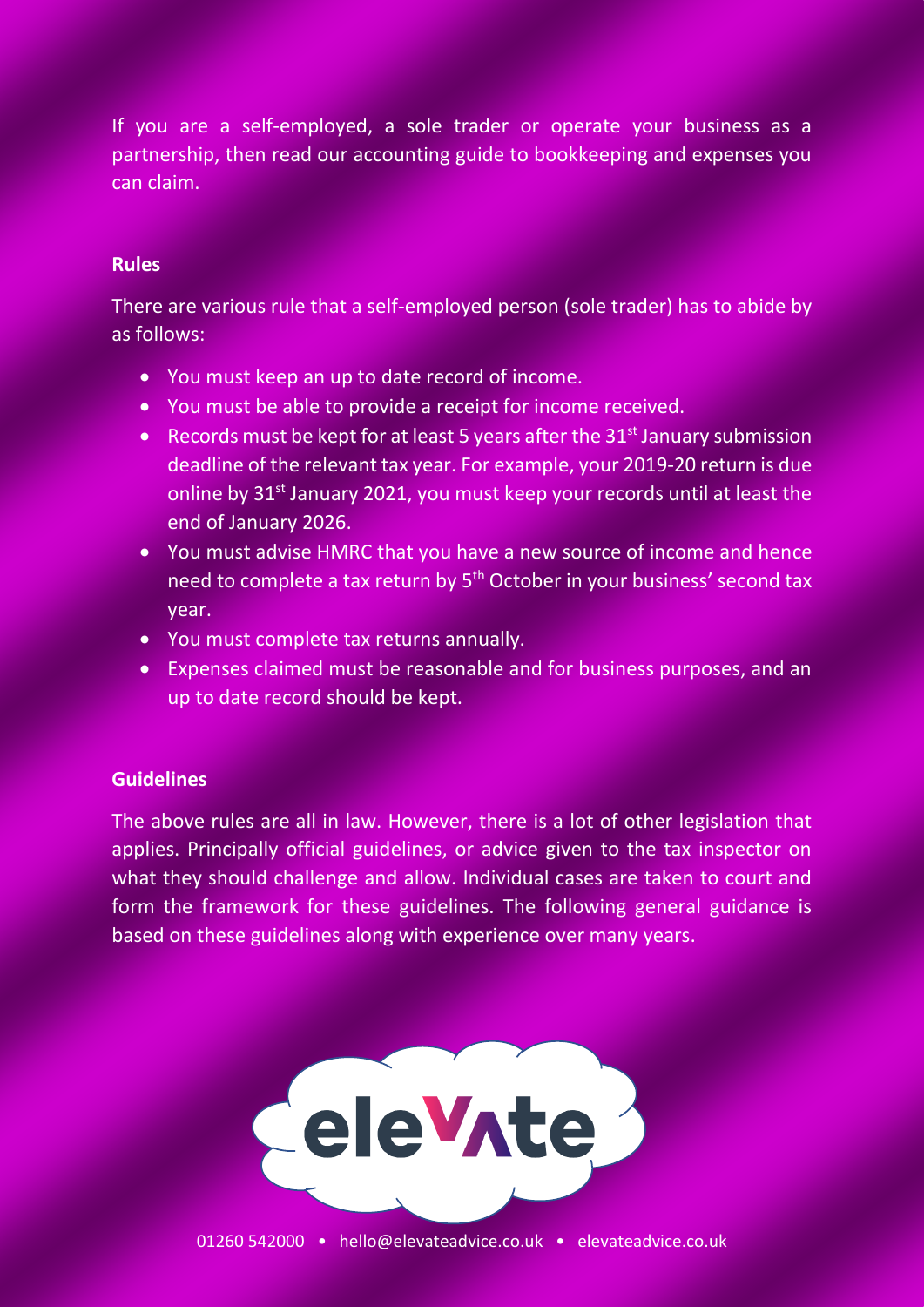If you are a self-employed, a sole trader or operate your business as a partnership, then read our accounting guide to bookkeeping and expenses you can claim.

**Rules**

There are various rule that a self-employed person (sole trader) has to abide by as follows:

- You must keep an up to date record of income.
- You must be able to provide a receipt for income received.
- Records must be kept for at least 5 years after the 31st January submission deadline of the relevant tax year. For example, your 2019-20 return is due online by 31st January 2021, you must keep your records until at least the end of January 2026.
- You must advise HMRC that you have a new source of income and hence need to complete a tax return by 5th October in your business' second tax year.
- You must complete tax returns annually.
- Expenses claimed must be reasonable and for business purposes, and an up to date record should be kept.

**Guidelines**

The above rules are all in law. However, there is a lot of other legislation that applies. Principally official guidelines, or advice given to the tax inspector on what they should challenge and allow. Individual cases are taken to court and form the framework for these guidelines. The following general guidance is based on these guidelines along with experience over many years.

01260 542000 • hello@elevateadvice.co.uk • elevateadvice.co.uk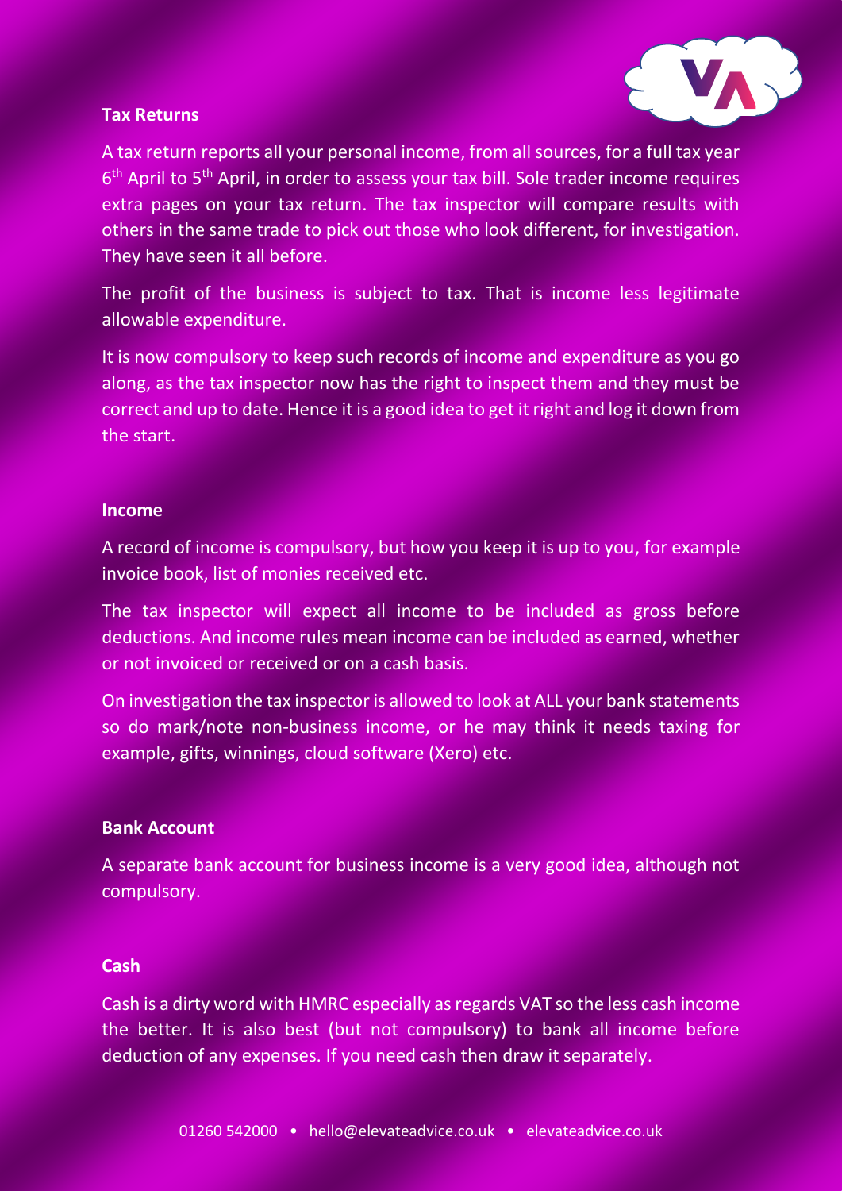## Tax Returns

A tax return reports all your personal income, from all sources, for a full tax year 6th April to 5th April, in order to assess your tax bill. Sole trader income requires extra pages on your tax return. The tax inspector will compare results with others in the same trade to pick out those who look different, for investigation. They have seen it all before.

The profit of the business is subject to tax. That is income less legitimate allowable expenditure.

It is now compulsory to keep such records of income and expenditure as you go along, as the tax inspector now has the right to inspect them and they must be correct and up to date. Hence it is a good idea to get it right and log it down from the start.

## Income

A record of income is compulsory, but how you keep it is up to you, for example invoice book, list of monies received etc.

The tax inspector will expect all income to be included as gross before deductions. And income rules mean income can be included as earned, whether or not invoiced or received or on a cash basis.

On investigation the tax inspector is allowed to look at ALL your bank statements so do mark/note non-business income, or he may think it needs taxing for example, gifts, winnings, cloud software (Xero) etc.

## Bank Account

A separate bank account for business income is a very good idea, although not compulsory.

## Cash

Cash is a dirty word with HMRC especially as regards VAT so the less cash income the better. It is also best (but not compulsory) to bank all income before deduction of any expenses. If you need cash then draw it separately.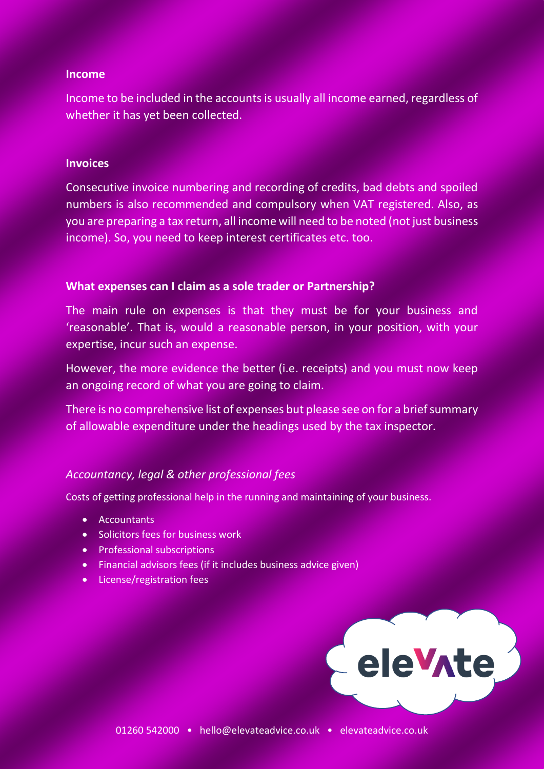## Income

Income to be included in the accounts is usually all income earned, regardless of whether it has yet been collected.

## Invoices

Consecutive invoice numbering and recording of credits, bad debts and spoiled numbers is also recommended and compulsory when VAT registered. Also, as you are preparing a tax return, all income will need to be noted (not just business income). So, you need to keep interest certificates etc. too.

## What expenses can I claim as a sole trader or Partnership?

The main rule on expenses is that they must be for your business and 'reasonable'. That is, would a reasonable person, in your position, with your expertise, incur such an expense.

However, the more evidence the better (i.e. receipts) and you must now keep an ongoing record of what you are going to claim.

There is no comprehensive list of expenses but please see on for a brief summary of allowable expenditure under the headings used by the tax inspector.

### *Accountancy, legal & other professional fees*

Costs of getting professional help in the running and maintaining of your business.

- Accountants
- Solicitors fees for business work
- Professional subscriptions
- Financial advisors fees (if it includes business advice given)
- License/registration fees

elevate

01260 542000 • hello@elevateadvice.co.uk • elevateadvice.co.uk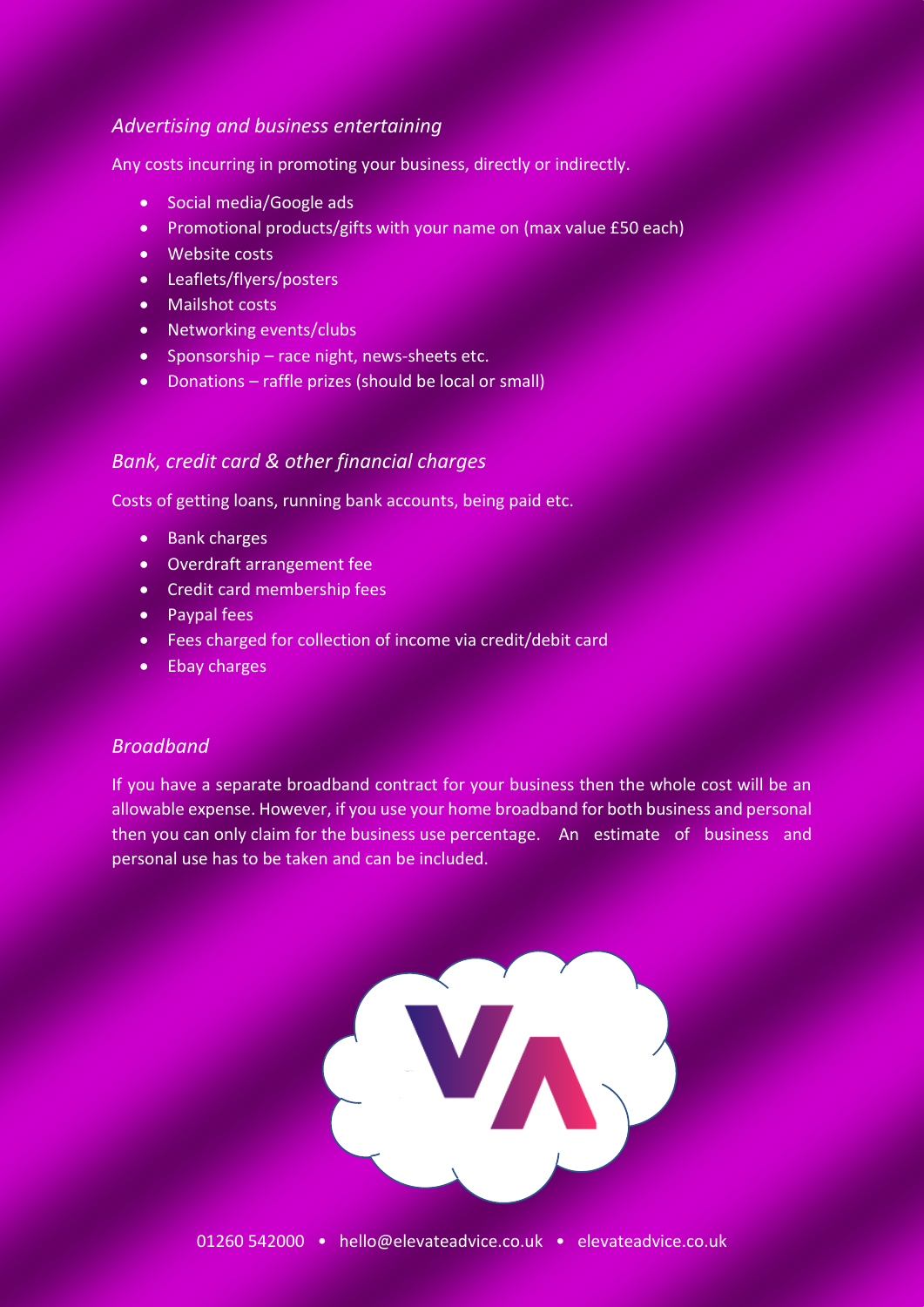### *Advertising and business entertaining*

Any costs incurring in promoting your business, directly or indirectly.

- Social media/Google ads
- Promotional products/gifts with your name on (max value £50 each)
- Website costs
- Leaflets/flyers/posters
- Mailshot costs
- Networking events/clubs
- Sponsorship – race night, news-sheets etc.
- Donations – raffle prizes (should be local or small)

### *Bank, credit card & other financial charges*

Costs of getting loans, running bank accounts, being paid etc.

- Bank charges
- Overdraft arrangement fee
- Credit card membership fees
- Paypal fees
- Fees charged for collection of income via credit/debit card
- Ebay charges

### *Broadband*

If you have a separate broadband contract for your business then the whole cost will be an allowable expense. However, if you use your home broadband for both business and personal then you can only claim for the business use percentage. An estimate of business and personal use has to be taken and can be included.

01260 542000 • hello@elevateadvice.co.uk • elevateadvice.co.uk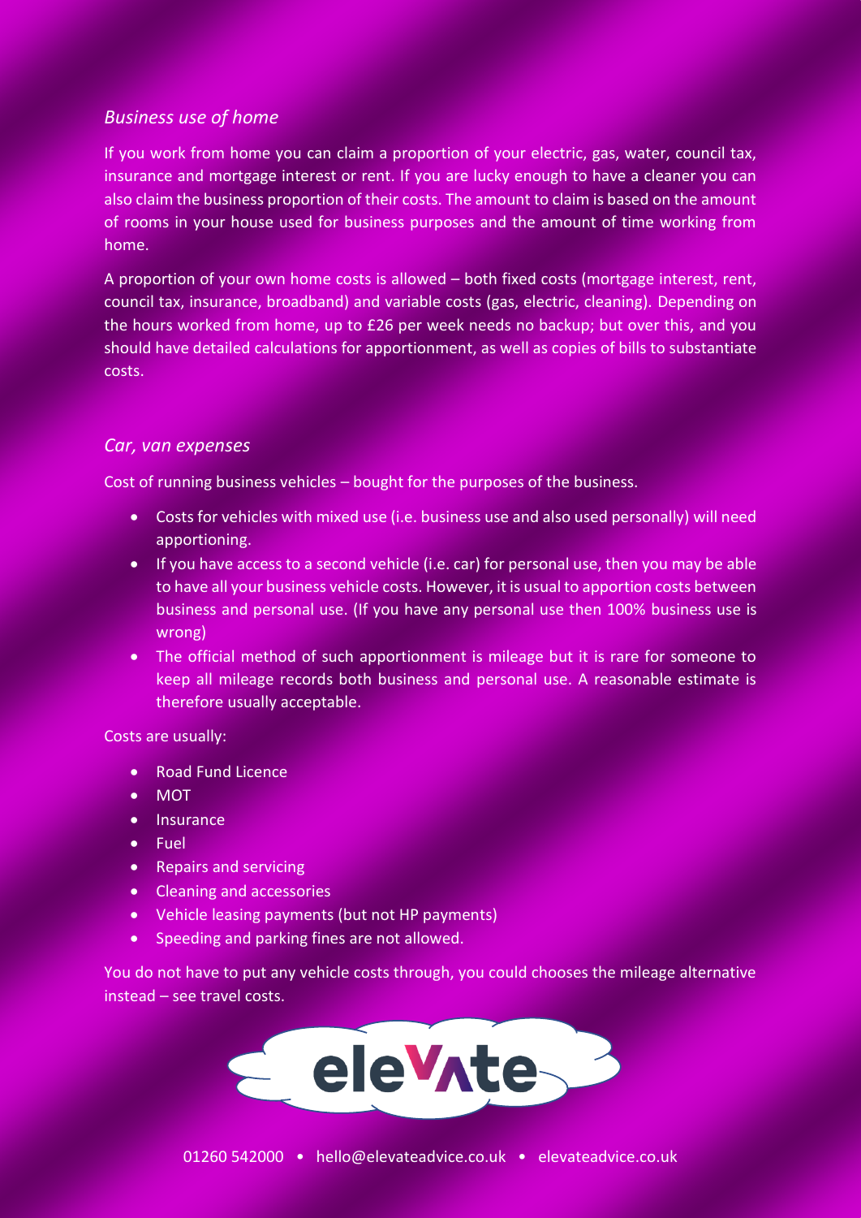*Business use of home*

If you work from home you can claim a proportion of your electric, gas, water, council tax, insurance and mortgage interest or rent. If you are lucky enough to have a cleaner you can also claim the business proportion of their costs. The amount to claim is based on the amount of rooms in your house used for business purposes and the amount of time working from home.

A proportion of your own home costs is allowed – both fixed costs (mortgage interest, rent, council tax, insurance, broadband) and variable costs (gas, electric, cleaning). Depending on the hours worked from home, up to £26 per week needs no backup; but over this, and you should have detailed calculations for apportionment, as well as copies of bills to substantiate costs.

*Car, van expenses*

Cost of running business vehicles – bought for the purposes of the business.

- Costs for vehicles with mixed use (i.e. business use and also used personally) will need apportioning.
- If you have access to a second vehicle (i.e. car) for personal use, then you may be able to have all your business vehicle costs. However, it is usual to apportion costs between business and personal use. (If you have any personal use then 100% business use is wrong)
- The official method of such apportionment is mileage but it is rare for someone to keep all mileage records both business and personal use. A reasonable estimate is therefore usually acceptable.

Costs are usually:

- Road Fund Licence
- MOT
- Insurance
- Fuel
- Repairs and servicing
- Cleaning and accessories
- Vehicle leasing payments (but not HP payments)
- Speeding and parking fines are not allowed.

You do not have to put any vehicle costs through, you could chooses the mileage alternative instead – see travel costs.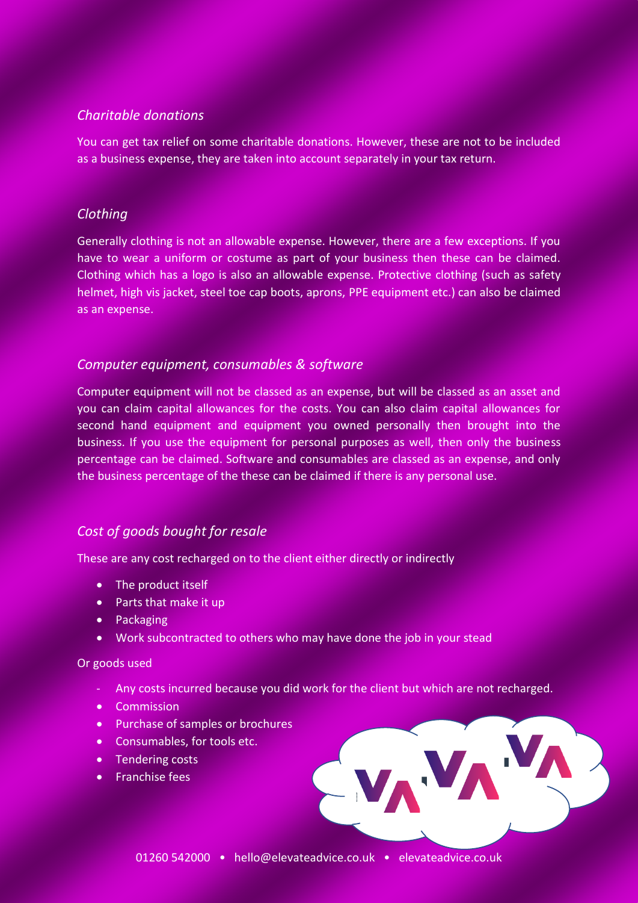### *Charitable donations*

You can get tax relief on some charitable donations. However, these are not to be included as a business expense, they are taken into account separately in your tax return.

### *Clothing*

Generally clothing is not an allowable expense. However, there are a few exceptions. If you have to wear a uniform or costume as part of your business then these can be claimed. Clothing which has a logo is also an allowable expense. Protective clothing (such as safety helmet, high vis jacket, steel toe cap boots, aprons, PPE equipment etc.) can also be claimed as an expense.

### *Computer equipment, consumables & software*

Computer equipment will not be classed as an expense, but will be classed as an asset and you can claim capital allowances for the costs. You can also claim capital allowances for second hand equipment and equipment you owned personally then brought into the business. If you use the equipment for personal purposes as well, then only the business percentage can be claimed. Software and consumables are classed as an expense, and only the business percentage of the these can be claimed if there is any personal use.

### *Cost of goods bought for resale*

These are any cost recharged on to the client either directly or indirectly

- The product itself
- Parts that make it up
- Packaging
- Work subcontracted to others who may have done the job in your stead

Or goods used

- Any costs incurred because you did work for the client but which are not recharged.
- Commission
- Purchase of samples or brochures
- Consumables, for tools etc.
- Tendering costs
- Franchise fees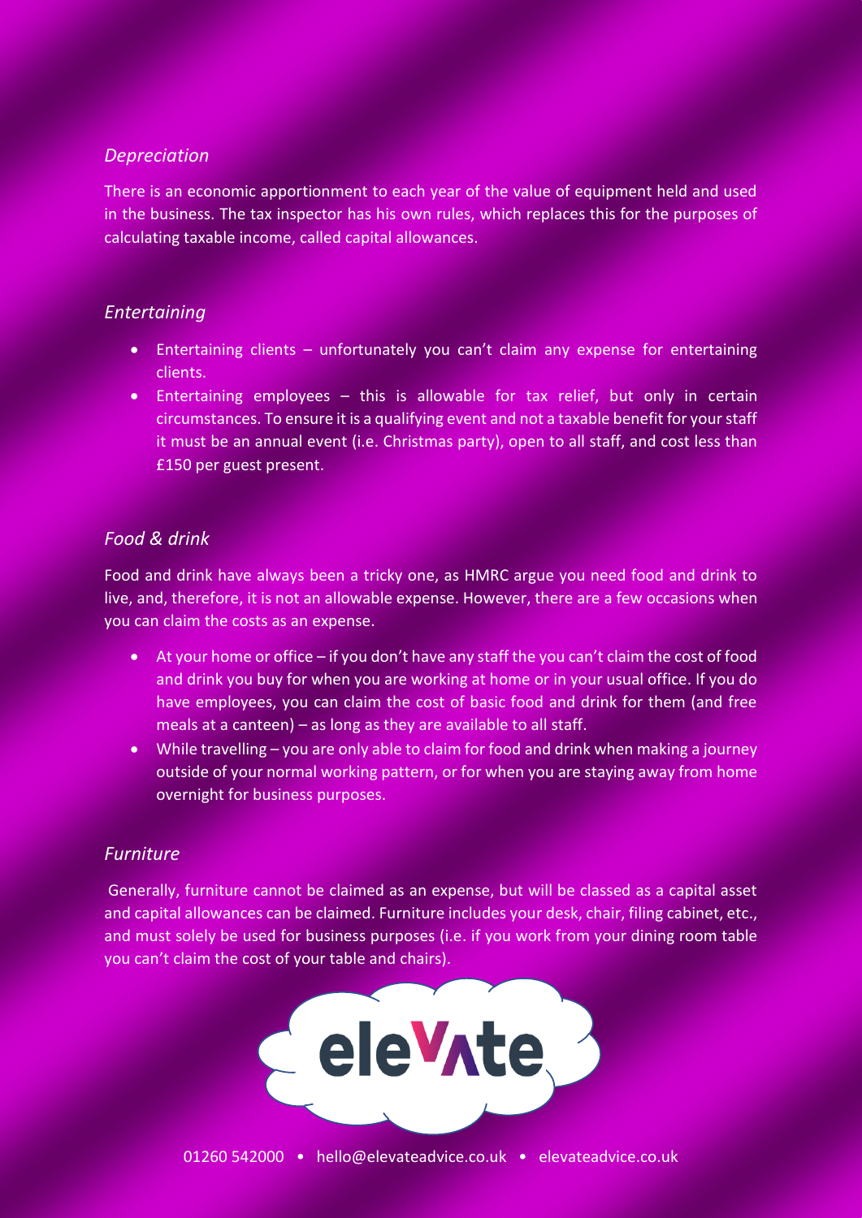### *Depreciation*

There is an economic apportionment to each year of the value of equipment held and used in the business. The tax inspector has his own rules, which replaces this for the purposes of calculating taxable income, called capital allowances.

### *Entertaining*

- Entertaining clients – unfortunately you can't claim any expense for entertaining clients.
- Entertaining employees – this is allowable for tax relief, but only in certain circumstances. To ensure it is a qualifying event and not a taxable benefit for your staff it must be an annual event (i.e. Christmas party), open to all staff, and cost less than £150 per guest present.

### *Food & drink*

Food and drink have always been a tricky one, as HMRC argue you need food and drink to live, and, therefore, it is not an allowable expense. However, there are a few occasions when you can claim the costs as an expense.

- At your home or office – if you don't have any staff the you can't claim the cost of food and drink you buy for when you are working at home or in your usual office. If you do have employees, you can claim the cost of basic food and drink for them (and free meals at a canteen) – as long as they are available to all staff.
- While travelling – you are only able to claim for food and drink when making a journey outside of your normal working pattern, or for when you are staying away from home overnight for business purposes.

### *Furniture*

Generally, furniture cannot be claimed as an expense, but will be classed as a capital asset and capital allowances can be claimed. Furniture includes your desk, chair, filing cabinet, etc., and must solely be used for business purposes (i.e. if you work from your dining room table you can't claim the cost of your table and chairs).

elevate

01260 542000 • hello@elevateadvice.co.uk • elevateadvice.co.uk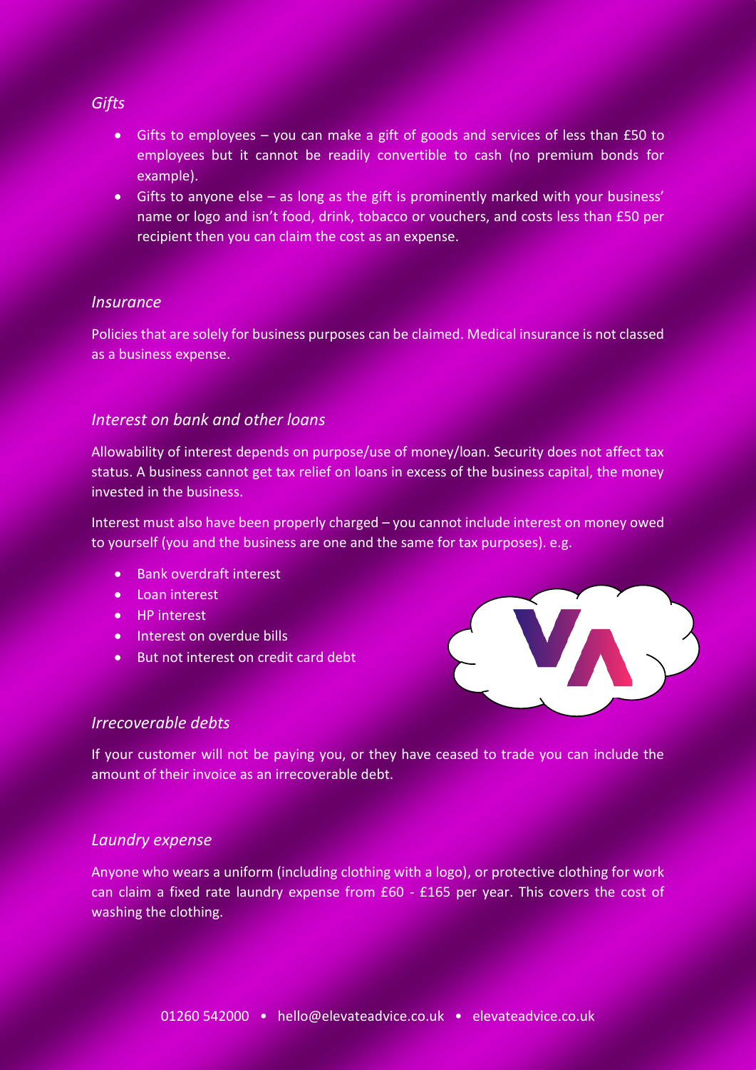*Gifts*

- Gifts to employees – you can make a gift of goods and services of less than £50 to employees but it cannot be readily convertible to cash (no premium bonds for example).
- Gifts to anyone else – as long as the gift is prominently marked with your business' name or logo and isn't food, drink, tobacco or vouchers, and costs less than £50 per recipient then you can claim the cost as an expense.

*Insurance*

Policies that are solely for business purposes can be claimed. Medical insurance is not classed as a business expense.

*Interest on bank and other loans*

Allowability of interest depends on purpose/use of money/loan. Security does not affect tax status. A business cannot get tax relief on loans in excess of the business capital, the money invested in the business.

Interest must also have been properly charged – you cannot include interest on money owed to yourself (you and the business are one and the same for tax purposes). e.g.

- Bank overdraft interest
- Loan interest
- HP interest
- Interest on overdue bills
- But not interest on credit card debt

*Irrecoverable debts*

If your customer will not be paying you, or they have ceased to trade you can include the amount of their invoice as an irrecoverable debt.

*Laundry expense*

Anyone who wears a uniform (including clothing with a logo), or protective clothing for work can claim a fixed rate laundry expense from £60 - £165 per year. This covers the cost of washing the clothing.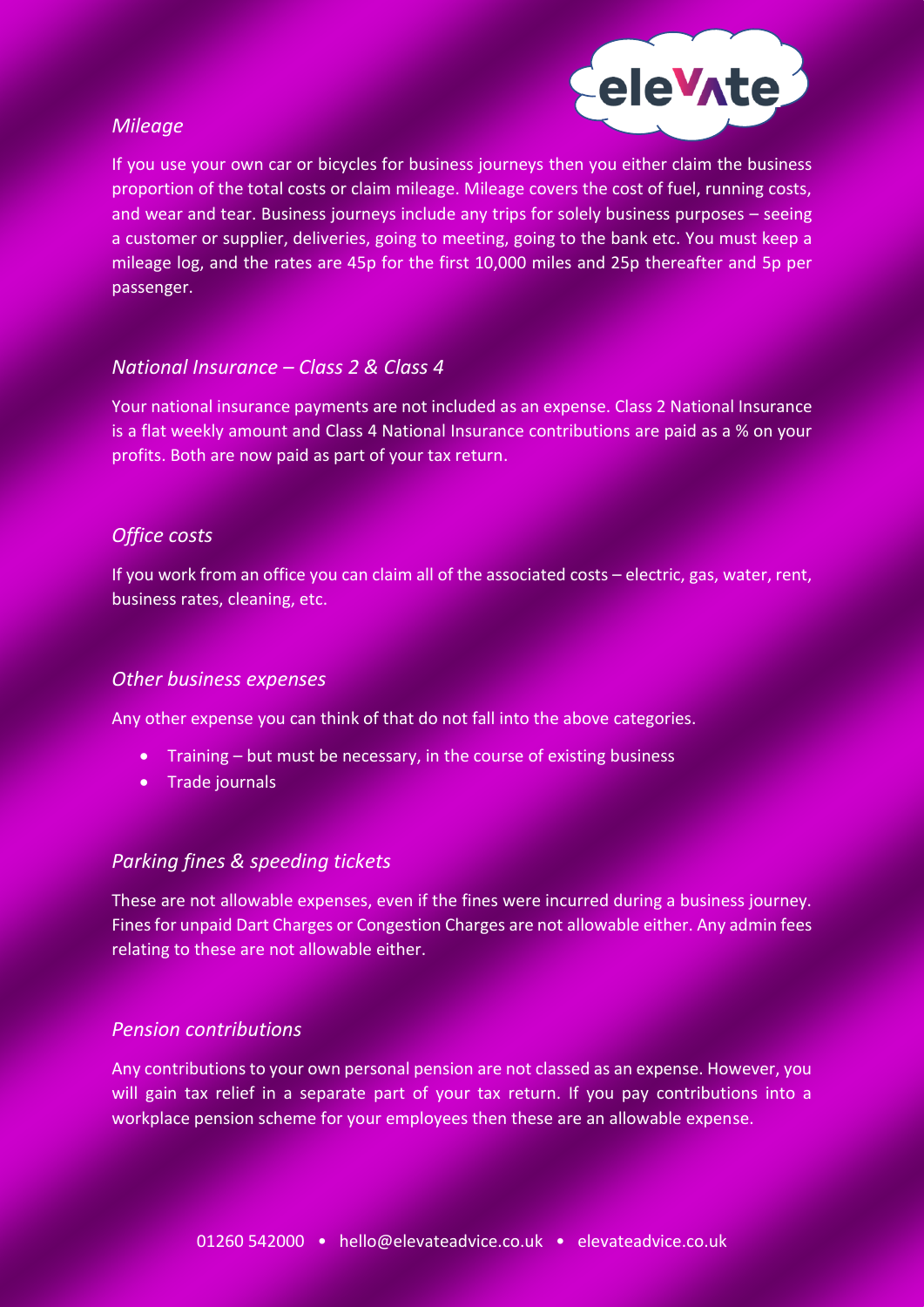*Mileage*

If you use your own car or bicycles for business journeys then you either claim the business proportion of the total costs or claim mileage. Mileage covers the cost of fuel, running costs, and wear and tear. Business journeys include any trips for solely business purposes – seeing a customer or supplier, deliveries, going to meeting, going to the bank etc. You must keep a mileage log, and the rates are 45p for the first 10,000 miles and 25p thereafter and 5p per passenger.

*National Insurance – Class 2 & Class 4*

Your national insurance payments are not included as an expense. Class 2 National Insurance is a flat weekly amount and Class 4 National Insurance contributions are paid as a % on your profits. Both are now paid as part of your tax return.

*Office costs*

If you work from an office you can claim all of the associated costs – electric, gas, water, rent, business rates, cleaning, etc.

*Other business expenses*

Any other expense you can think of that do not fall into the above categories.

- Training – but must be necessary, in the course of existing business
- Trade journals

*Parking fines & speeding tickets*

These are not allowable expenses, even if the fines were incurred during a business journey. Fines for unpaid Dart Charges or Congestion Charges are not allowable either. Any admin fees relating to these are not allowable either.

*Pension contributions*

Any contributions to your own personal pension are not classed as an expense. However, you will gain tax relief in a separate part of your tax return. If you pay contributions into a workplace pension scheme for your employees then these are an allowable expense.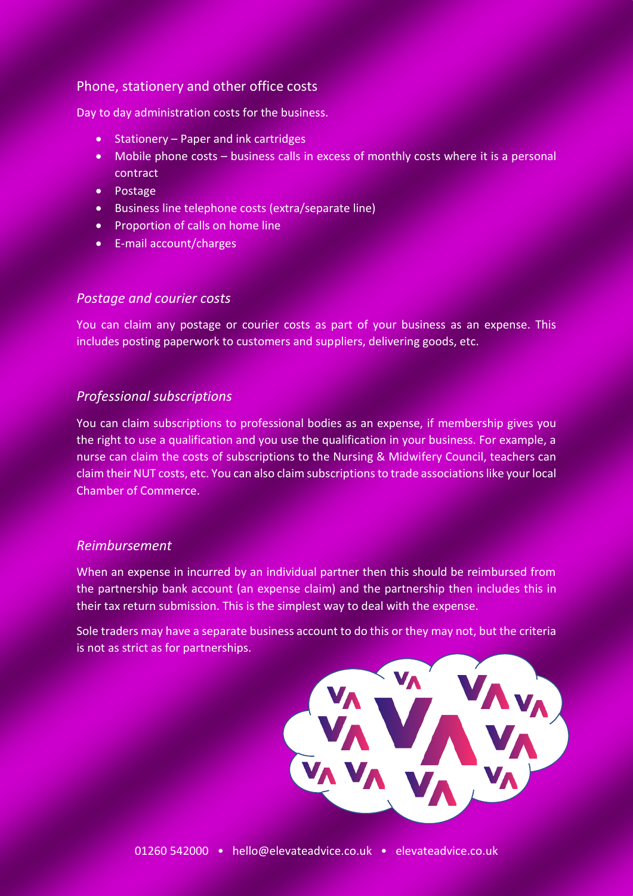## Phone, stationery and other office costs

Day to day administration costs for the business.

- Stationery – Paper and ink cartridges
- Mobile phone costs – business calls in excess of monthly costs where it is a personal contract
- Postage
- Business line telephone costs (extra/separate line)
- Proportion of calls on home line
- E-mail account/charges

### *Postage and courier costs*

You can claim any postage or courier costs as part of your business as an expense. This includes posting paperwork to customers and suppliers, delivering goods, etc.

### *Professional subscriptions*

You can claim subscriptions to professional bodies as an expense, if membership gives you the right to use a qualification and you use the qualification in your business. For example, a nurse can claim the costs of subscriptions to the Nursing & Midwifery Council, teachers can claim their NUT costs, etc. You can also claim subscriptions to trade associations like your local Chamber of Commerce.

### *Reimbursement*

When an expense in incurred by an individual partner then this should be reimbursed from the partnership bank account (an expense claim) and the partnership then includes this in their tax return submission. This is the simplest way to deal with the expense.

Sole traders may have a separate business account to do this or they may not, but the criteria is not as strict as for partnerships.

01260 542000 • hello@elevateadvice.co.uk • elevateadvice.co.uk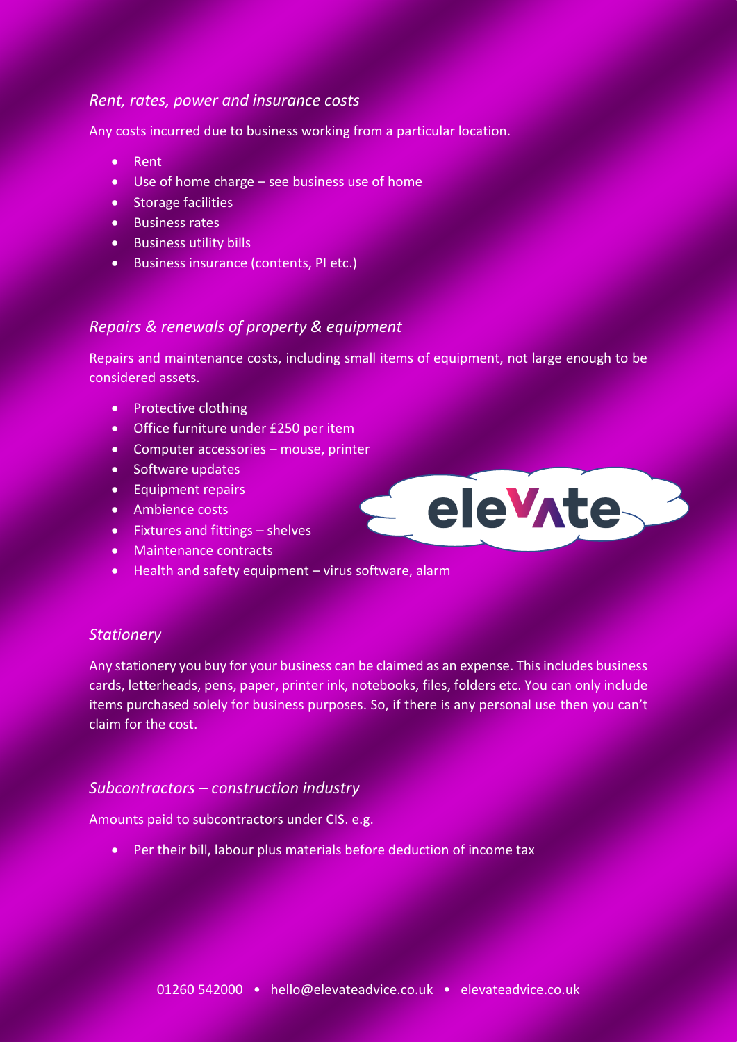### *Rent, rates, power and insurance costs*

Any costs incurred due to business working from a particular location.

- Rent
- Use of home charge – see business use of home
- Storage facilities
- Business rates
- Business utility bills
- Business insurance (contents, PI etc.)

### *Repairs & renewals of property & equipment*

Repairs and maintenance costs, including small items of equipment, not large enough to be considered assets.

- Protective clothing
- Office furniture under £250 per item
- Computer accessories – mouse, printer
- Software updates
- Equipment repairs
- Ambience costs
- Fixtures and fittings – shelves
- Maintenance contracts
- Health and safety equipment – virus software, alarm

### *Stationery*

Any stationery you buy for your business can be claimed as an expense. This includes business cards, letterheads, pens, paper, printer ink, notebooks, files, folders etc. You can only include items purchased solely for business purposes. So, if there is any personal use then you can't claim for the cost.

### *Subcontractors – construction industry*

Amounts paid to subcontractors under CIS. e.g.

- Per their bill, labour plus materials before deduction of income tax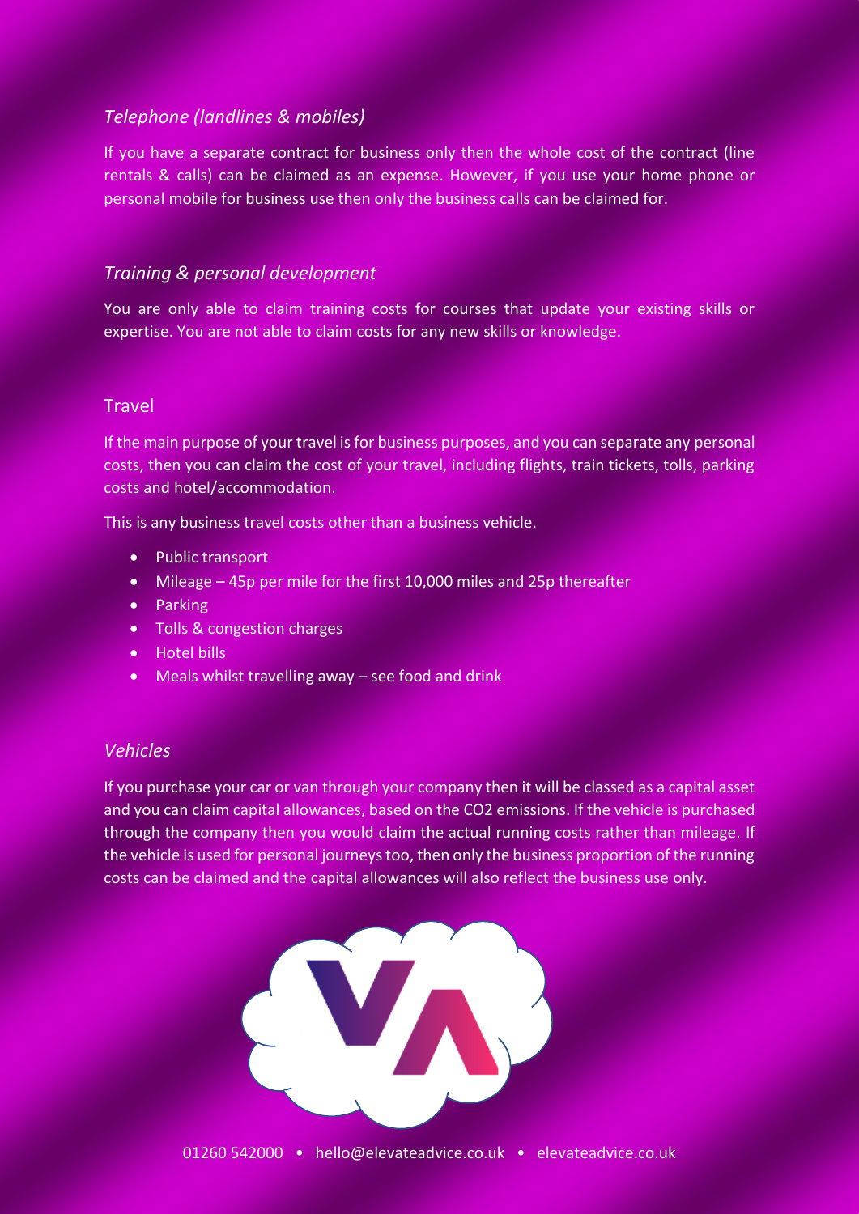### *Telephone (landlines & mobiles)*

If you have a separate contract for business only then the whole cost of the contract (line rentals & calls) can be claimed as an expense. However, if you use your home phone or personal mobile for business use then only the business calls can be claimed for.

### *Training & personal development*

You are only able to claim training costs for courses that update your existing skills or expertise. You are not able to claim costs for any new skills or knowledge.

## Travel

If the main purpose of your travel is for business purposes, and you can separate any personal costs, then you can claim the cost of your travel, including flights, train tickets, tolls, parking costs and hotel/accommodation.

This is any business travel costs other than a business vehicle.

- Public transport
- Mileage – 45p per mile for the first 10,000 miles and 25p thereafter
- Parking
- Tolls & congestion charges
- Hotel bills
- Meals whilst travelling away – see food and drink

### *Vehicles*

If you purchase your car or van through your company then it will be classed as a capital asset and you can claim capital allowances, based on the $CO_2$ emissions. If the vehicle is purchased through the company then you would claim the actual running costs rather than mileage. If the vehicle is used for personal journeys too, then only the business proportion of the running costs can be claimed and the capital allowances will also reflect the business use only.

01260 542000 • hello@elevateadvice.co.uk • elevateadvice.co.uk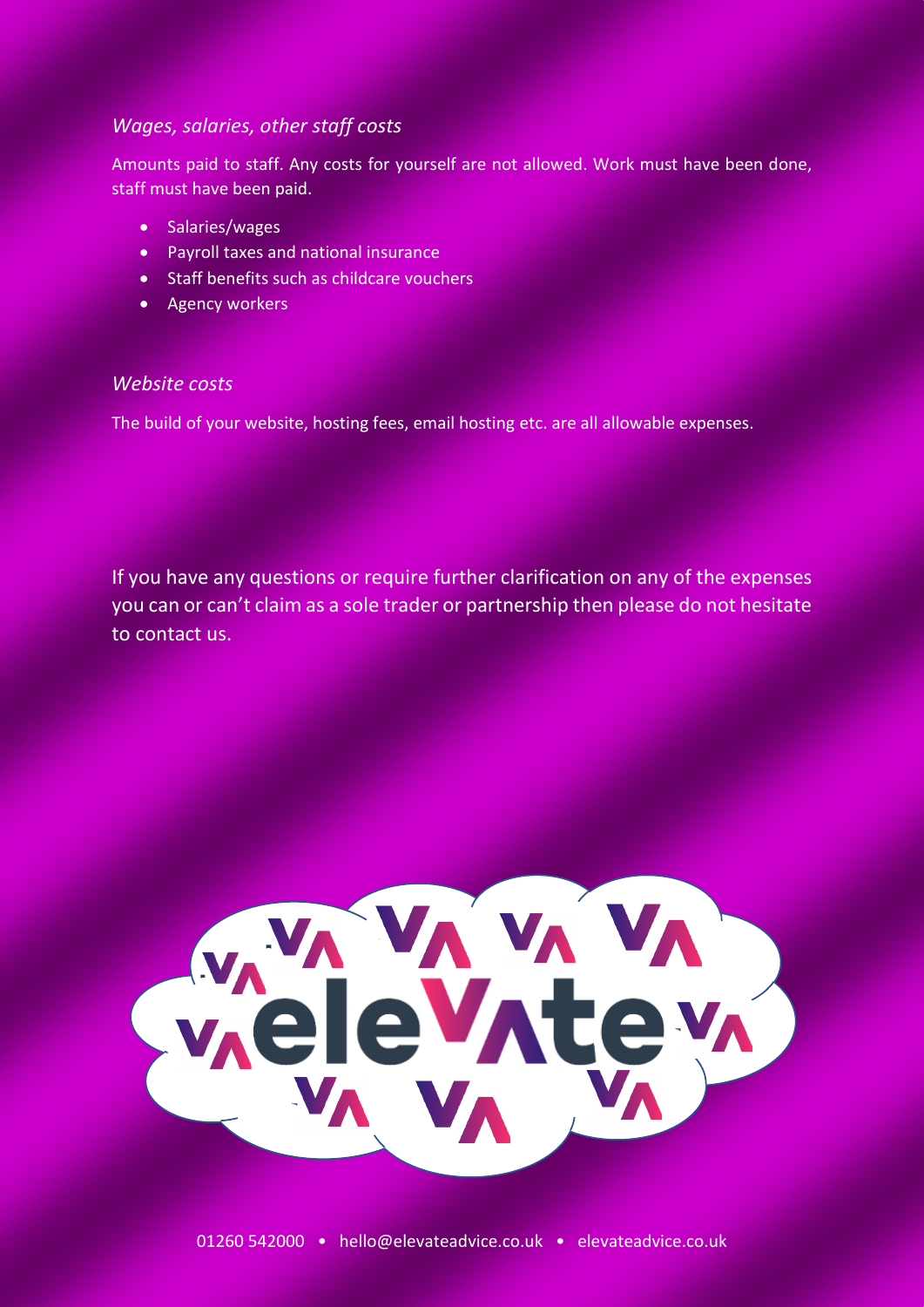*Wages, salaries, other staff costs*

Amounts paid to staff. Any costs for yourself are not allowed. Work must have been done, staff must have been paid.

- Salaries/wages
- Payroll taxes and national insurance
- Staff benefits such as childcare vouchers
- Agency workers

*Website costs*

The build of your website, hosting fees, email hosting etc. are all allowable expenses.

If you have any questions or require further clarification on any of the expenses you can or can't claim as a sole trader or partnership then please do not hesitate to contact us.

01260 542000 • hello@elevateadvice.co.uk • elevateadvice.co.uk